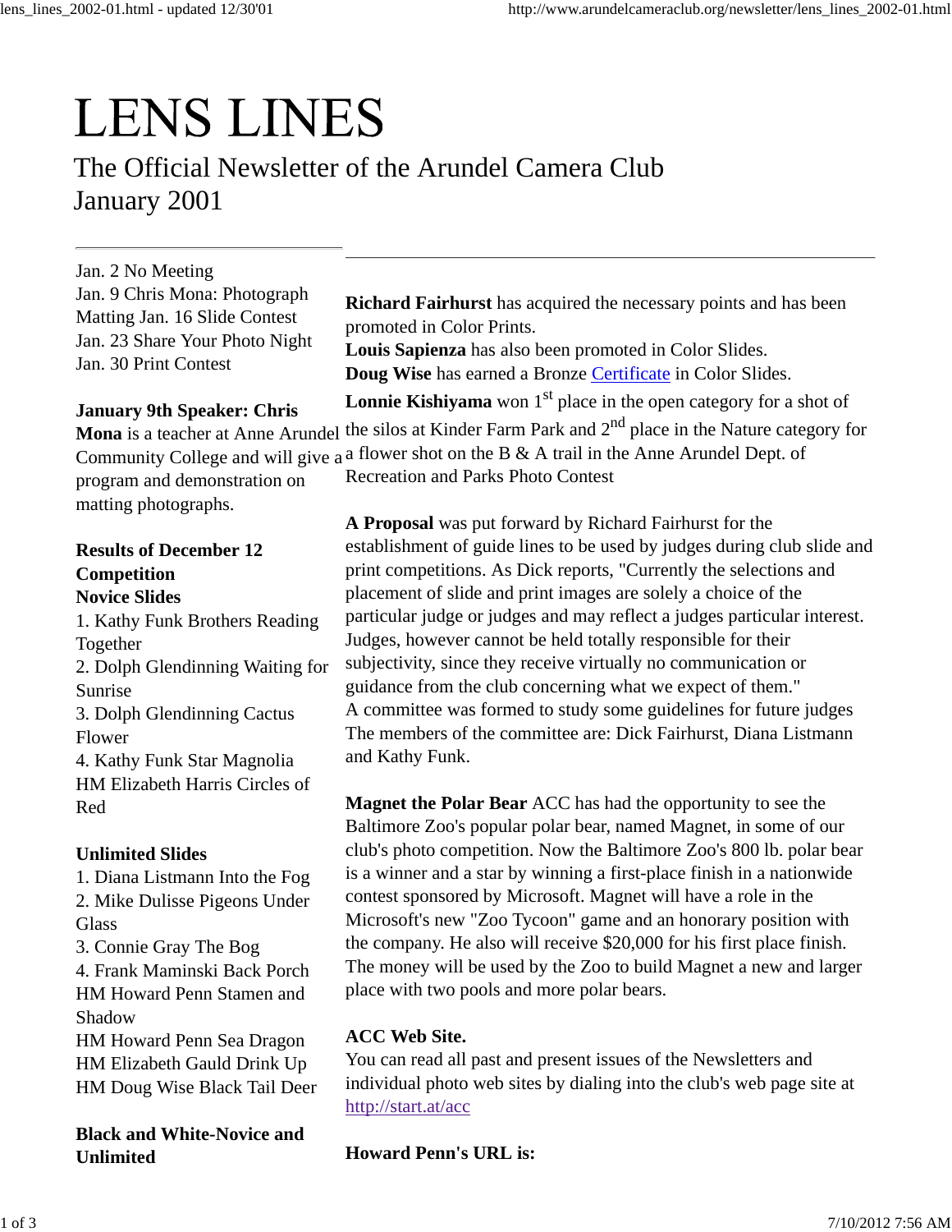# LENS LINES

The Official Newsletter of the Arundel Camera Club
January 2001

---

Jan. 2 No Meeting
Jan. 9 Chris Mona: Photograph Matting Jan. 16 Slide Contest
Jan. 23 Share Your Photo Night
Jan. 30 Print Contest

**January 9th Speaker: Chris Mona** is a teacher at Anne Arundel Community College and will give a program and demonstration on matting photographs.

**Results of December 12 Competition**

**Novice Slides**

1. Kathy Funk Brothers Reading Together
2. Dolph Glendinning Waiting for Sunrise
3. Dolph Glendinning Cactus Flower
4. Kathy Funk Star Magnolia

HM Elizabeth Harris Circles of Red

**Unlimited Slides**

1. Diana Listmann Into the Fog
2. Mike Dulisse Pigeons Under Glass
3. Connie Gray The Bog
4. Frank Maminski Back Porch

HM Howard Penn Stamen and Shadow
HM Howard Penn Sea Dragon
HM Elizabeth Gauld Drink Up
HM Doug Wise Black Tail Deer

**Black and White-Novice and Unlimited**

---

**Richard Fairhurst** has acquired the necessary points and has been promoted in Color Prints.
**Louis Sapienza** has also been promoted in Color Slides.
**Doug Wise** has earned a Bronze Certificate in Color Slides.
**Lonnie Kishiyama** won 1st place in the open category for a shot of the silos at Kinder Farm Park and 2nd place in the Nature category for a flower shot on the B & A trail in the Anne Arundel Dept. of Recreation and Parks Photo Contest

**A Proposal** was put forward by Richard Fairhurst for the establishment of guide lines to be used by judges during club slide and print competitions. As Dick reports, "Currently the selections and placement of slide and print images are solely a choice of the particular judge or judges and may reflect a judges particular interest. Judges, however cannot be held totally responsible for their subjectivity, since they receive virtually no communication or guidance from the club concerning what we expect of them."
A committee was formed to study some guidelines for future judges The members of the committee are: Dick Fairhurst, Diana Listmann and Kathy Funk.

**Magnet the Polar Bear** ACC has had the opportunity to see the Baltimore Zoo's popular polar bear, named Magnet, in some of our club's photo competition. Now the Baltimore Zoo's 800 lb. polar bear is a winner and a star by winning a first-place finish in a nationwide contest sponsored by Microsoft. Magnet will have a role in the Microsoft's new "Zoo Tycoon" game and an honorary position with the company. He also will receive $20,000 for his first place finish. The money will be used by the Zoo to build Magnet a new and larger place with two pools and more polar bears.

**ACC Web Site.**
You can read all past and present issues of the Newsletters and individual photo web sites by dialing into the club's web page site at http://start.at/acc

**Howard Penn's URL is:**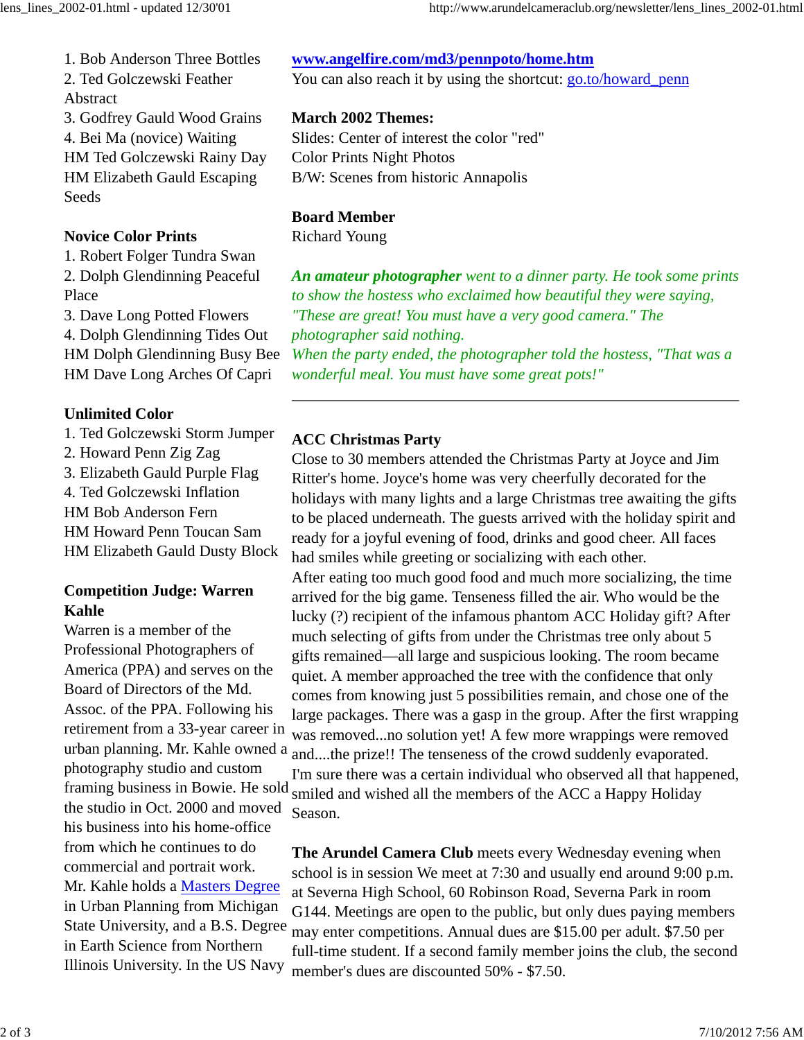1. Bob Anderson Three Bottles
2. Ted Golczewski Feather Abstract
3. Godfrey Gauld Wood Grains
4. Bei Ma (novice) Waiting
HM Ted Golczewski Rainy Day
HM Elizabeth Gauld Escaping Seeds

**Novice Color Prints**
1. Robert Folger Tundra Swan
2. Dolph Glendinning Peaceful Place
3. Dave Long Potted Flowers
4. Dolph Glendinning Tides Out
HM Dolph Glendinning Busy Bee
HM Dave Long Arches Of Capri

**Unlimited Color**
1. Ted Golczewski Storm Jumper
2. Howard Penn Zig Zag
3. Elizabeth Gauld Purple Flag
4. Ted Golczewski Inflation
HM Bob Anderson Fern
HM Howard Penn Toucan Sam
HM Elizabeth Gauld Dusty Block

**Competition Judge: Warren Kahle**
Warren is a member of the Professional Photographers of America (PPA) and serves on the Board of Directors of the Md. Assoc. of the PPA. Following his retirement from a 33-year career in urban planning. Mr. Kahle owned a photography studio and custom framing business in Bowie. He sold the studio in Oct. 2000 and moved his business into his home-office from which he continues to do commercial and portrait work.
Mr. Kahle holds a [Masters Degree] in Urban Planning from Michigan State University, and a B.S. Degree in Earth Science from Northern Illinois University. In the US Navy

**[www.angelfire.com/md3/pennpoto/home.htm]**
You can also reach it by using the shortcut: [go.to/howard_penn]

**March 2002 Themes:**
Slides: Center of interest the color "red"
Color Prints Night Photos
B/W: Scenes from historic Annapolis

**Board Member**
Richard Young

***An amateur photographer*** *went to a dinner party. He took some prints to show the hostess who exclaimed how beautiful they were saying, "These are great! You must have a very good camera." The photographer said nothing.*
*When the party ended, the photographer told the hostess, "That was a wonderful meal. You must have some great pots!"*

---

**ACC Christmas Party**
Close to 30 members attended the Christmas Party at Joyce and Jim Ritter's home. Joyce's home was very cheerfully decorated for the holidays with many lights and a large Christmas tree awaiting the gifts to be placed underneath. The guests arrived with the holiday spirit and ready for a joyful evening of food, drinks and good cheer. All faces had smiles while greeting or socializing with each other.
After eating too much good food and much more socializing, the time arrived for the big game. Tenseness filled the air. Who would be the lucky (?) recipient of the infamous phantom ACC Holiday gift? After much selecting of gifts from under the Christmas tree only about 5 gifts remained—all large and suspicious looking. The room became quiet. A member approached the tree with the confidence that only comes from knowing just 5 possibilities remain, and chose one of the large packages. There was a gasp in the group. After the first wrapping was removed...no solution yet! A few more wrappings were removed and....the prize!! The tenseness of the crowd suddenly evaporated. I'm sure there was a certain individual who observed all that happened, smiled and wished all the members of the ACC a Happy Holiday Season.

**The Arundel Camera Club** meets every Wednesday evening when school is in session We meet at 7:30 and usually end around 9:00 p.m. at Severna High School, 60 Robinson Road, Severna Park in room G144. Meetings are open to the public, but only dues paying members may enter competitions. Annual dues are $15.00 per adult. $7.50 per full-time student. If a second family member joins the club, the second member's dues are discounted 50% - $7.50.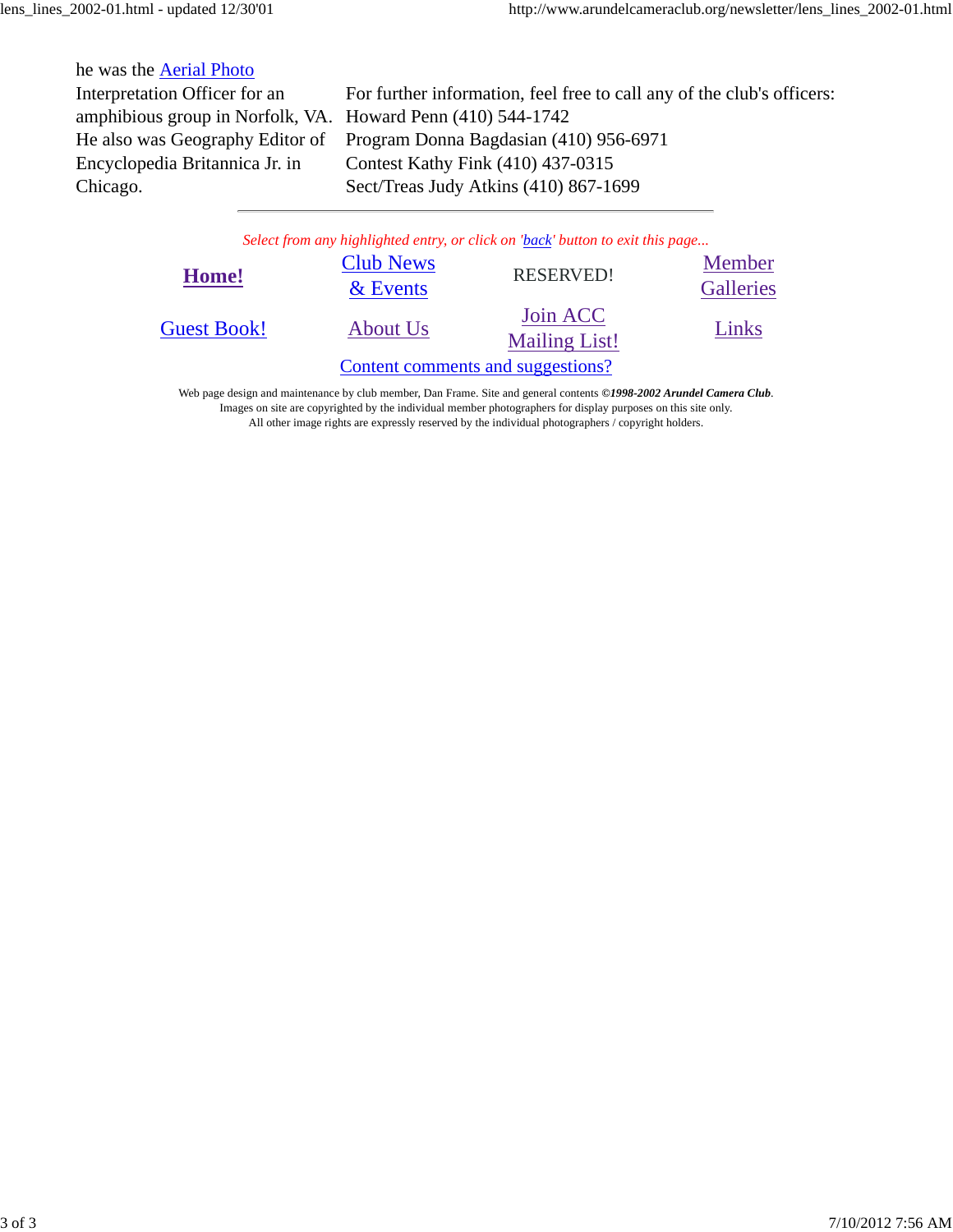he was the Aerial Photo Interpretation Officer for an amphibious group in Norfolk, VA. He also was Geography Editor of Encyclopedia Britannica Jr. in Chicago.

For further information, feel free to call any of the club's officers:
Howard Penn (410) 544-1742
Program Donna Bagdasian (410) 956-6971
Contest Kathy Fink (410) 437-0315
Sect/Treas Judy Atkins (410) 867-1699

---

*Select from any highlighted entry, or click on 'back' button to exit this page...*

| | | | |
|---|---|---|---|
| **Home!** | Club News & Events | RESERVED! | Member Galleries |
| Guest Book! | About Us | Join ACC Mailing List! | Links |

Content comments and suggestions?

Web page design and maintenance by club member, Dan Frame. Site and general contents ***©1998-2002 Arundel Camera Club***.
Images on site are copyrighted by the individual member photographers for display purposes on this site only.
All other image rights are expressly reserved by the individual photographers / copyright holders.